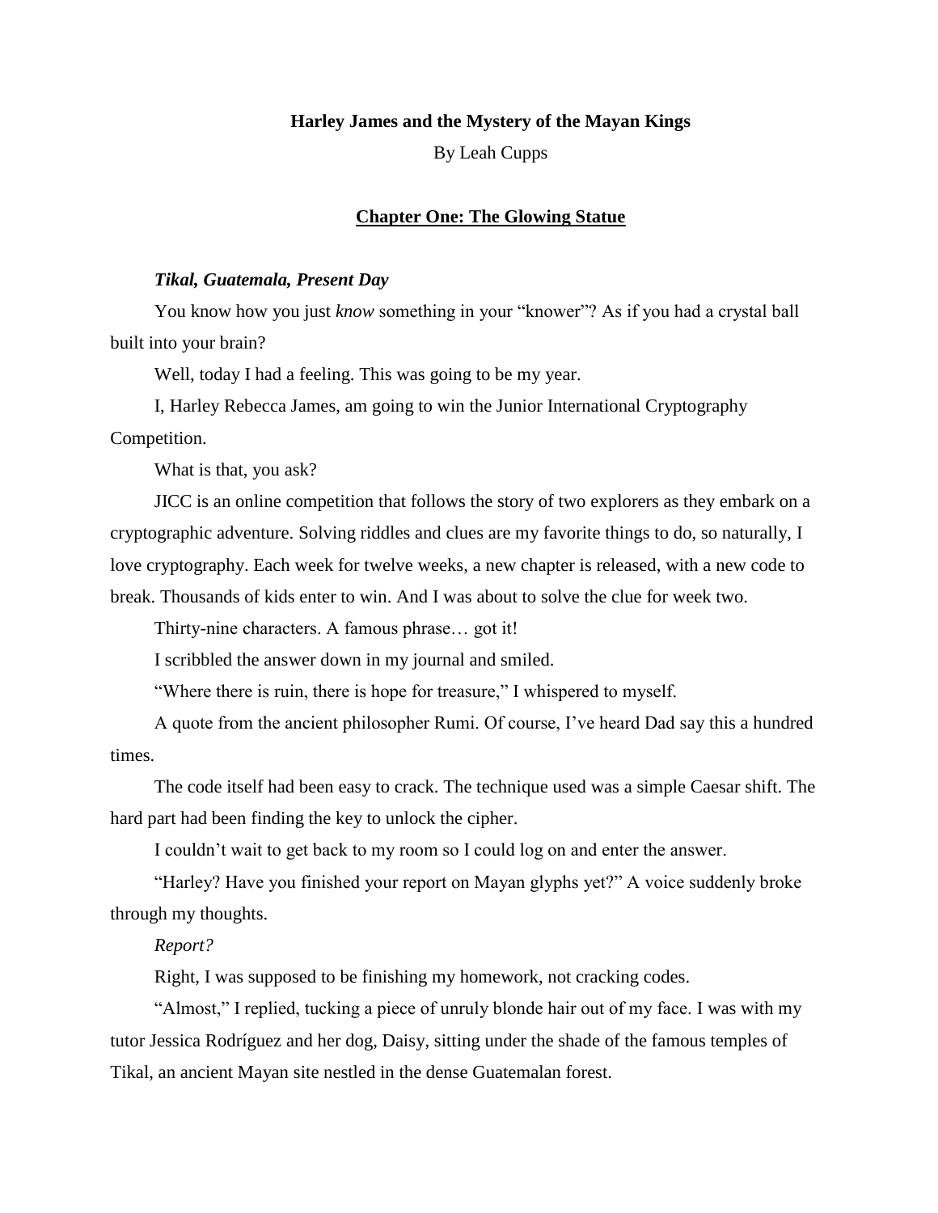**Harley James and the Mystery of the Mayan Kings**

By Leah Cupps

## Chapter One: The Glowing Statue

***Tikal, Guatemala, Present Day***

You know how you just *know* something in your "knower"? As if you had a crystal ball built into your brain?

Well, today I had a feeling. This was going to be my year.

I, Harley Rebecca James, am going to win the Junior International Cryptography Competition.

What is that, you ask?

JICC is an online competition that follows the story of two explorers as they embark on a cryptographic adventure. Solving riddles and clues are my favorite things to do, so naturally, I love cryptography. Each week for twelve weeks, a new chapter is released, with a new code to break. Thousands of kids enter to win. And I was about to solve the clue for week two.

Thirty-nine characters. A famous phrase… got it!

I scribbled the answer down in my journal and smiled.

"Where there is ruin, there is hope for treasure," I whispered to myself.

A quote from the ancient philosopher Rumi. Of course, I've heard Dad say this a hundred times.

The code itself had been easy to crack. The technique used was a simple Caesar shift. The hard part had been finding the key to unlock the cipher.

I couldn't wait to get back to my room so I could log on and enter the answer.

"Harley? Have you finished your report on Mayan glyphs yet?" A voice suddenly broke through my thoughts.

*Report?*

Right, I was supposed to be finishing my homework, not cracking codes.

"Almost," I replied, tucking a piece of unruly blonde hair out of my face. I was with my tutor Jessica Rodríguez and her dog, Daisy, sitting under the shade of the famous temples of Tikal, an ancient Mayan site nestled in the dense Guatemalan forest.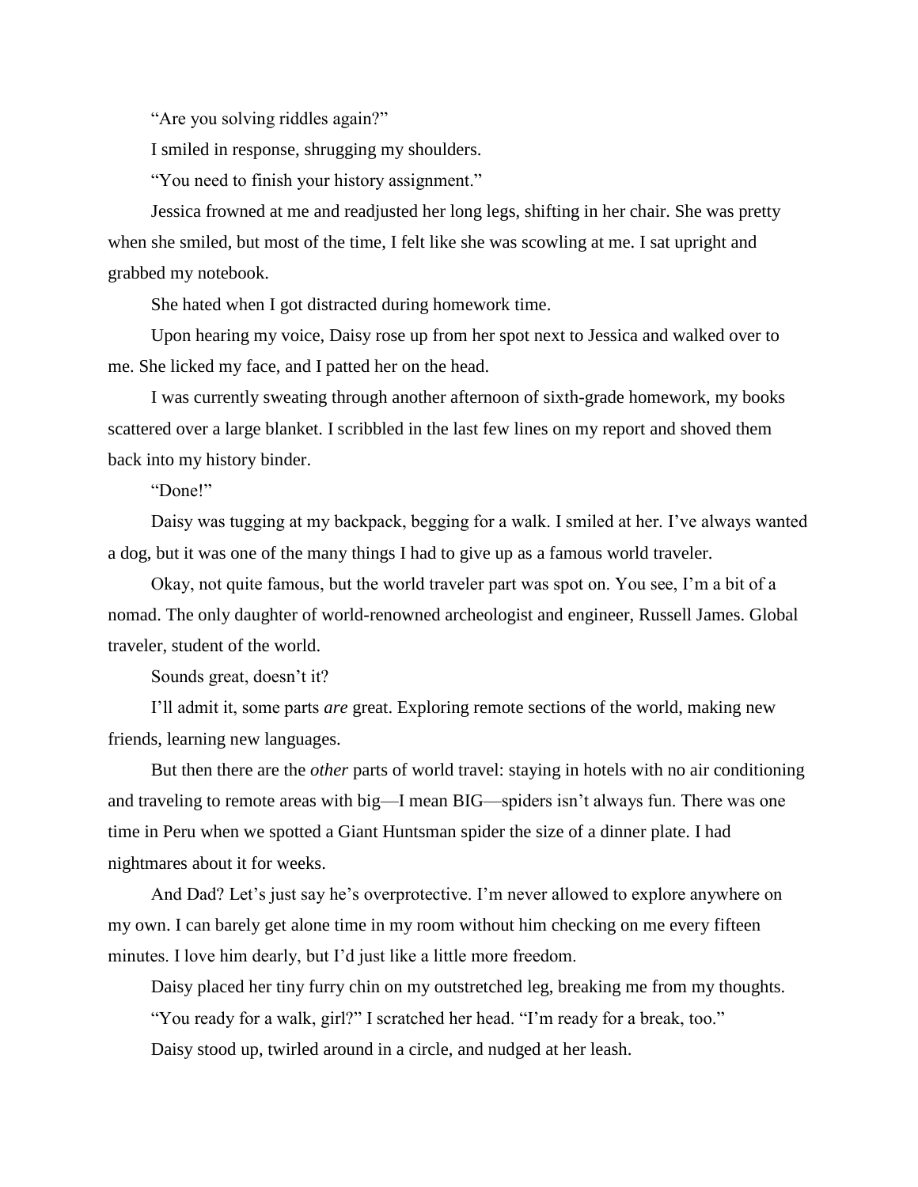"Are you solving riddles again?"

I smiled in response, shrugging my shoulders.

"You need to finish your history assignment."

Jessica frowned at me and readjusted her long legs, shifting in her chair. She was pretty when she smiled, but most of the time, I felt like she was scowling at me. I sat upright and grabbed my notebook.

She hated when I got distracted during homework time.

Upon hearing my voice, Daisy rose up from her spot next to Jessica and walked over to me. She licked my face, and I patted her on the head.

I was currently sweating through another afternoon of sixth-grade homework, my books scattered over a large blanket. I scribbled in the last few lines on my report and shoved them back into my history binder.

"Done!"

Daisy was tugging at my backpack, begging for a walk. I smiled at her. I've always wanted a dog, but it was one of the many things I had to give up as a famous world traveler.

Okay, not quite famous, but the world traveler part was spot on. You see, I'm a bit of a nomad. The only daughter of world-renowned archeologist and engineer, Russell James. Global traveler, student of the world.

Sounds great, doesn't it?

I'll admit it, some parts *are* great. Exploring remote sections of the world, making new friends, learning new languages.

But then there are the *other* parts of world travel: staying in hotels with no air conditioning and traveling to remote areas with big—I mean BIG—spiders isn't always fun. There was one time in Peru when we spotted a Giant Huntsman spider the size of a dinner plate. I had nightmares about it for weeks.

And Dad? Let's just say he's overprotective. I'm never allowed to explore anywhere on my own. I can barely get alone time in my room without him checking on me every fifteen minutes. I love him dearly, but I'd just like a little more freedom.

Daisy placed her tiny furry chin on my outstretched leg, breaking me from my thoughts.

"You ready for a walk, girl?" I scratched her head. "I'm ready for a break, too."

Daisy stood up, twirled around in a circle, and nudged at her leash.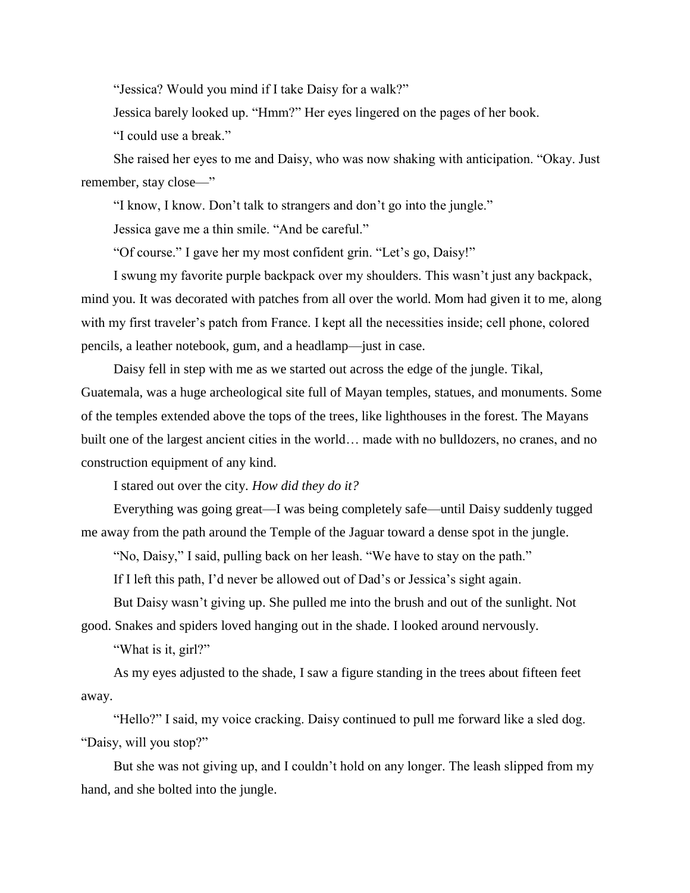"Jessica? Would you mind if I take Daisy for a walk?"

Jessica barely looked up. "Hmm?" Her eyes lingered on the pages of her book.

"I could use a break."

She raised her eyes to me and Daisy, who was now shaking with anticipation. "Okay. Just remember, stay close—"

"I know, I know. Don't talk to strangers and don't go into the jungle."

Jessica gave me a thin smile. "And be careful."

"Of course." I gave her my most confident grin. "Let's go, Daisy!"

I swung my favorite purple backpack over my shoulders. This wasn't just any backpack, mind you. It was decorated with patches from all over the world. Mom had given it to me, along with my first traveler's patch from France. I kept all the necessities inside; cell phone, colored pencils, a leather notebook, gum, and a headlamp—just in case.

Daisy fell in step with me as we started out across the edge of the jungle. Tikal, Guatemala, was a huge archeological site full of Mayan temples, statues, and monuments. Some of the temples extended above the tops of the trees, like lighthouses in the forest. The Mayans built one of the largest ancient cities in the world… made with no bulldozers, no cranes, and no construction equipment of any kind.

I stared out over the city. *How did they do it?*

Everything was going great—I was being completely safe—until Daisy suddenly tugged me away from the path around the Temple of the Jaguar toward a dense spot in the jungle.

"No, Daisy," I said, pulling back on her leash. "We have to stay on the path."

If I left this path, I'd never be allowed out of Dad's or Jessica's sight again.

But Daisy wasn't giving up. She pulled me into the brush and out of the sunlight. Not good. Snakes and spiders loved hanging out in the shade. I looked around nervously.

"What is it, girl?"

As my eyes adjusted to the shade, I saw a figure standing in the trees about fifteen feet away.

"Hello?" I said, my voice cracking. Daisy continued to pull me forward like a sled dog. "Daisy, will you stop?"

But she was not giving up, and I couldn't hold on any longer. The leash slipped from my hand, and she bolted into the jungle.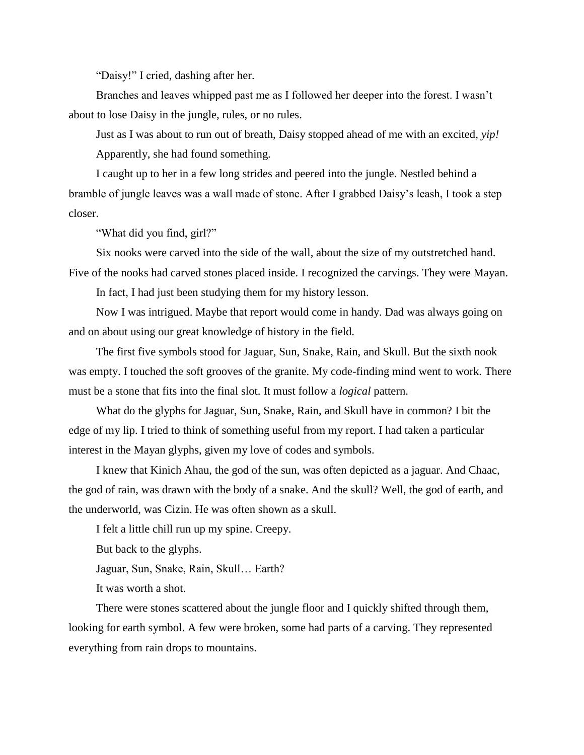"Daisy!" I cried, dashing after her.

Branches and leaves whipped past me as I followed her deeper into the forest. I wasn't about to lose Daisy in the jungle, rules, or no rules.

Just as I was about to run out of breath, Daisy stopped ahead of me with an excited, *yip!*

Apparently, she had found something.

I caught up to her in a few long strides and peered into the jungle. Nestled behind a bramble of jungle leaves was a wall made of stone. After I grabbed Daisy's leash, I took a step closer.

"What did you find, girl?"

Six nooks were carved into the side of the wall, about the size of my outstretched hand. Five of the nooks had carved stones placed inside. I recognized the carvings. They were Mayan.

In fact, I had just been studying them for my history lesson.

Now I was intrigued. Maybe that report would come in handy. Dad was always going on and on about using our great knowledge of history in the field.

The first five symbols stood for Jaguar, Sun, Snake, Rain, and Skull. But the sixth nook was empty. I touched the soft grooves of the granite. My code-finding mind went to work. There must be a stone that fits into the final slot. It must follow a *logical* pattern.

What do the glyphs for Jaguar, Sun, Snake, Rain, and Skull have in common? I bit the edge of my lip. I tried to think of something useful from my report. I had taken a particular interest in the Mayan glyphs, given my love of codes and symbols.

I knew that Kinich Ahau, the god of the sun, was often depicted as a jaguar. And Chaac, the god of rain, was drawn with the body of a snake. And the skull? Well, the god of earth, and the underworld, was Cizin. He was often shown as a skull.

I felt a little chill run up my spine. Creepy.

But back to the glyphs.

Jaguar, Sun, Snake, Rain, Skull… Earth?

It was worth a shot.

There were stones scattered about the jungle floor and I quickly shifted through them, looking for earth symbol. A few were broken, some had parts of a carving. They represented everything from rain drops to mountains.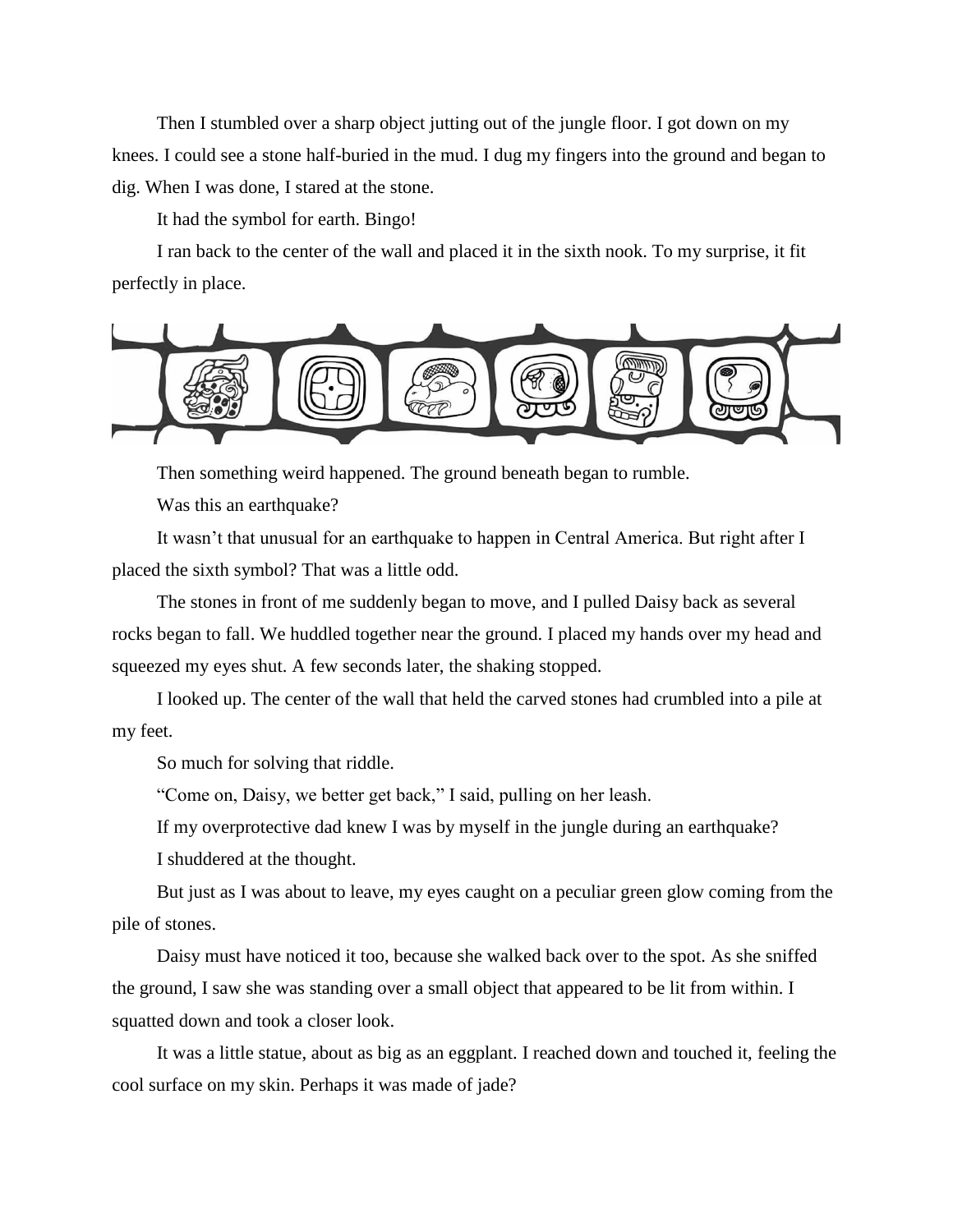Then I stumbled over a sharp object jutting out of the jungle floor. I got down on my knees. I could see a stone half-buried in the mud. I dug my fingers into the ground and began to dig. When I was done, I stared at the stone.

It had the symbol for earth. Bingo!

I ran back to the center of the wall and placed it in the sixth nook. To my surprise, it fit perfectly in place.

Then something weird happened. The ground beneath began to rumble.

Was this an earthquake?

It wasn't that unusual for an earthquake to happen in Central America. But right after I placed the sixth symbol? That was a little odd.

The stones in front of me suddenly began to move, and I pulled Daisy back as several rocks began to fall. We huddled together near the ground. I placed my hands over my head and squeezed my eyes shut. A few seconds later, the shaking stopped.

I looked up. The center of the wall that held the carved stones had crumbled into a pile at my feet.

So much for solving that riddle.

"Come on, Daisy, we better get back," I said, pulling on her leash.

If my overprotective dad knew I was by myself in the jungle during an earthquake?

I shuddered at the thought.

But just as I was about to leave, my eyes caught on a peculiar green glow coming from the pile of stones.

Daisy must have noticed it too, because she walked back over to the spot. As she sniffed the ground, I saw she was standing over a small object that appeared to be lit from within. I squatted down and took a closer look.

It was a little statue, about as big as an eggplant. I reached down and touched it, feeling the cool surface on my skin. Perhaps it was made of jade?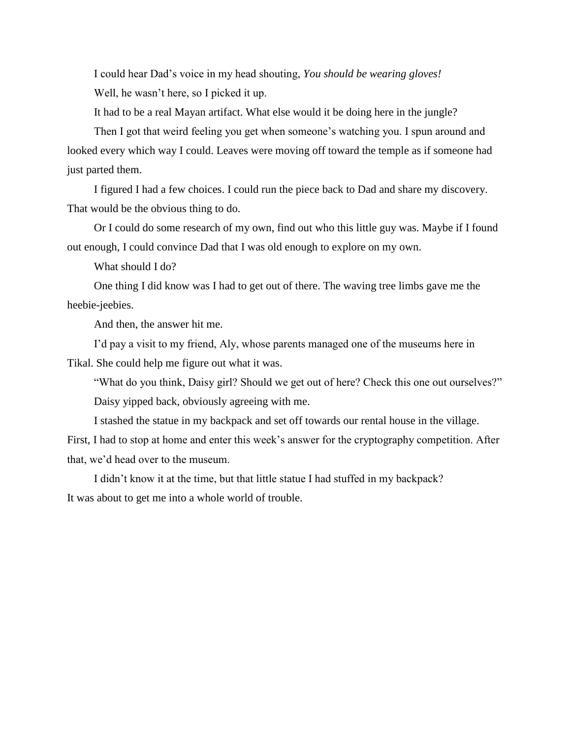I could hear Dad's voice in my head shouting, *You should be wearing gloves!*

Well, he wasn't here, so I picked it up.

It had to be a real Mayan artifact. What else would it be doing here in the jungle?

Then I got that weird feeling you get when someone's watching you. I spun around and looked every which way I could. Leaves were moving off toward the temple as if someone had just parted them.

I figured I had a few choices. I could run the piece back to Dad and share my discovery. That would be the obvious thing to do.

Or I could do some research of my own, find out who this little guy was. Maybe if I found out enough, I could convince Dad that I was old enough to explore on my own.

What should I do?

One thing I did know was I had to get out of there. The waving tree limbs gave me the heebie-jeebies.

And then, the answer hit me.

I'd pay a visit to my friend, Aly, whose parents managed one of the museums here in Tikal. She could help me figure out what it was.

"What do you think, Daisy girl? Should we get out of here? Check this one out ourselves?"

Daisy yipped back, obviously agreeing with me.

I stashed the statue in my backpack and set off towards our rental house in the village. First, I had to stop at home and enter this week's answer for the cryptography competition. After that, we'd head over to the museum.

I didn't know it at the time, but that little statue I had stuffed in my backpack? It was about to get me into a whole world of trouble.